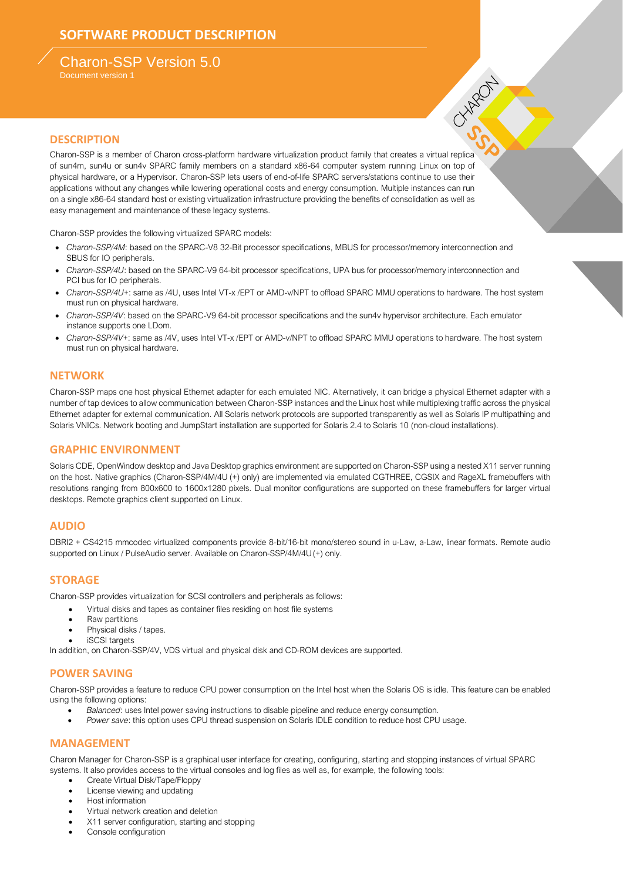# SOFTWARE PRODUCT DESCRIPTION

## Charon-SSP Version 5.0

Document version 1

## DESCRIPTION

Charon-SSP is a member of Charon cross-platform hardware virtualization product family that creates a virtual replica of sun4m, sun4u or sun4v SPARC family members on a standard x86-64 computer system running Linux on top of physical hardware, or a Hypervisor. Charon-SSP lets users of end-of-life SPARC servers/stations continue to use their applications without any changes while lowering operational costs and energy consumption. Multiple instances can run on a single x86-64 standard host or existing virtualization infrastructure providing the benefits of consolidation as well as easy management and maintenance of these legacy systems.

Charon-SSP provides the following virtualized SPARC models:

- *Charon-SSP/4M*: based on the SPARC-V8 32-Bit processor specifications, MBUS for processor/memory interconnection and SBUS for IO peripherals.
- *Charon-SSP/4U*: based on the SPARC-V9 64-bit processor specifications, UPA bus for processor/memory interconnection and PCI bus for IO peripherals.
- *Charon-SSP/4U+*: same as /4U, uses Intel VT-x /EPT or AMD-v/NPT to offload SPARC MMU operations to hardware. The host system must run on physical hardware.
- *Charon-SSP/4V*: based on the SPARC-V9 64-bit processor specifications and the sun4v hypervisor architecture. Each emulator instance supports one LDom.
- *Charon-SSP/4V+*: same as /4V, uses Intel VT-x /EPT or AMD-v/NPT to offload SPARC MMU operations to hardware. The host system must run on physical hardware.

## NETWORK

Charon-SSP maps one host physical Ethernet adapter for each emulated NIC. Alternatively, it can bridge a physical Ethernet adapter with a number of tap devices to allow communication between Charon-SSP instances and the Linux host while multiplexing traffic across the physical Ethernet adapter for external communication. All Solaris network protocols are supported transparently as well as Solaris IP multipathing and Solaris VNICs. Network booting and JumpStart installation are supported for Solaris 2.4 to Solaris 10 (non-cloud installations).

## GRAPHIC ENVIRONMENT

Solaris CDE, OpenWindow desktop and Java Desktop graphics environment are supported on Charon-SSP using a nested X11 server running on the host. Native graphics (Charon-SSP/4M/4U (+) only) are implemented via emulated CGTHREE, CGSIX and RageXL framebuffers with resolutions ranging from 800x600 to 1600x1280 pixels. Dual monitor configurations are supported on these framebuffers for larger virtual desktops. Remote graphics client supported on Linux.

## AUDIO

DBRI2 + CS4215 mmcodec virtualized components provide 8-bit/16-bit mono/stereo sound in u-Law, a-Law, linear formats. Remote audio supported on Linux / PulseAudio server. Available on Charon-SSP/4M/4U (+) only.

## STORAGE

Charon-SSP provides virtualization for SCSI controllers and peripherals as follows:

- Virtual disks and tapes as container files residing on host file systems
- Raw partitions
- Physical disks / tapes.
- iSCSI targets

In addition, on Charon-SSP/4V, VDS virtual and physical disk and CD-ROM devices are supported.

## POWER SAVING

Charon-SSP provides a feature to reduce CPU power consumption on the Intel host when the Solaris OS is idle. This feature can be enabled using the following options:

- *Balanced*: uses Intel power saving instructions to disable pipeline and reduce energy consumption.
- *Power save*: this option uses CPU thread suspension on Solaris IDLE condition to reduce host CPU usage.

## MANAGEMENT

Charon Manager for Charon-SSP is a graphical user interface for creating, configuring, starting and stopping instances of virtual SPARC systems. It also provides access to the virtual consoles and log files as well as, for example, the following tools:

- Create Virtual Disk/Tape/Floppy
- License viewing and updating
- Host information
- Virtual network creation and deletion
- X11 server configuration, starting and stopping
- Console configuration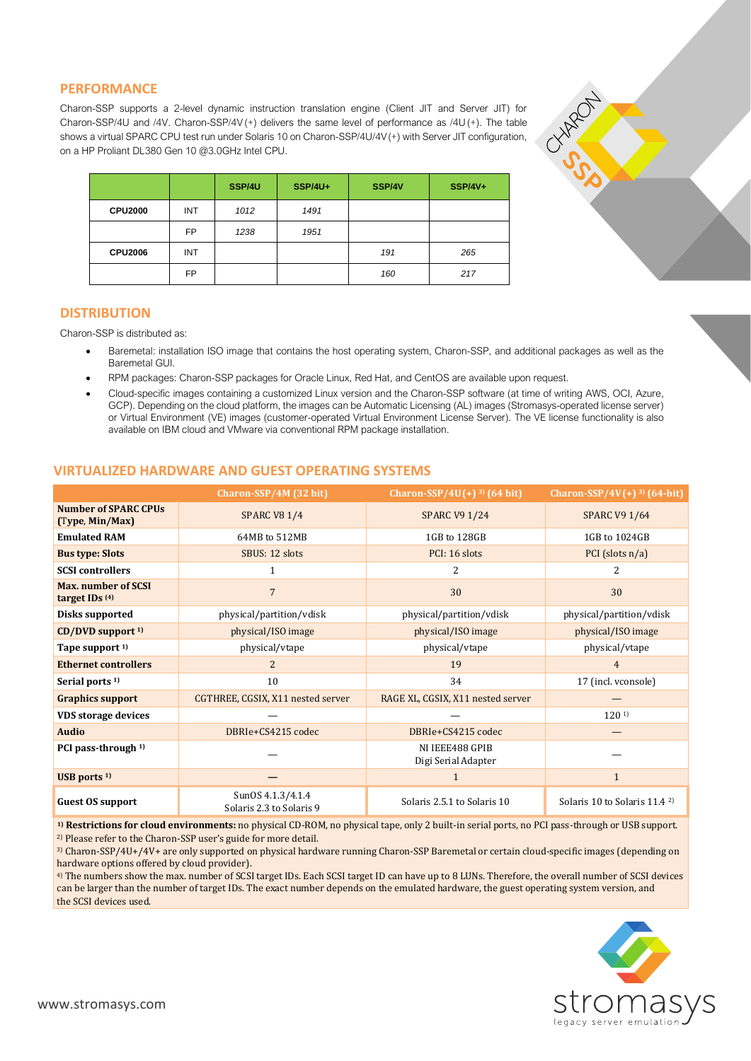## PERFORMANCE

Charon-SSP supports a 2-level dynamic instruction translation engine (Client JIT and Server JIT) for Charon-SSP/4U and /4V. Charon-SSP/4V(+) delivers the same level of performance as /4U(+). The table shows a virtual SPARC CPU test run under Solaris 10 on Charon-SSP/4U/4V(+) with Server JIT configuration, on a HP Proliant DL380 Gen 10 @3.0GHz Intel CPU.

| | | SSP/4U | SSP/4U+ | SSP/4V | SSP/4V+ |
|---|---|---|---|---|---|
| **CPU2000** | INT | *1012* | *1491* | | |
| | FP | *1238* | *1951* | | |
| **CPU2006** | INT | | | *191* | *265* |
| | FP | | | *160* | *217* |

## DISTRIBUTION

Charon-SSP is distributed as:

- Baremetal: installation ISO image that contains the host operating system, Charon-SSP, and additional packages as well as the Baremetal GUI.
- RPM packages: Charon-SSP packages for Oracle Linux, Red Hat, and CentOS are available upon request.
- Cloud-specific images containing a customized Linux version and the Charon-SSP software (at time of writing AWS, OCI, Azure, GCP). Depending on the cloud platform, the images can be Automatic Licensing (AL) images (Stromasys-operated license server) or Virtual Environment (VE) images (customer-operated Virtual Environment License Server). The VE license functionality is also available on IBM cloud and VMware via conventional RPM package installation.

## VIRTUALIZED HARDWARE AND GUEST OPERATING SYSTEMS

| | Charon-SSP/4M (32 bit) | Charon-SSP/4U(+) [3] (64 bit) | Charon-SSP/4V(+) [3] (64-bit) |
|---|---|---|---|
| **Number of SPARC CPUs (Type, Min/Max)** | SPARC V8 1/4 | SPARC V9 1/24 | SPARC V9 1/64 |
| **Emulated RAM** | 64MB to 512MB | 1GB to 128GB | 1GB to 1024GB |
| **Bus type: Slots** | SBUS: 12 slots | PCI: 16 slots | PCI (slots n/a) |
| **SCSI controllers** | 1 | 2 | 2 |
| **Max. number of SCSI target IDs [4]** | 7 | 30 | 30 |
| **Disks supported** | physical/partition/vdisk | physical/partition/vdisk | physical/partition/vdisk |
| **CD/DVD support [1]** | physical/ISO image | physical/ISO image | physical/ISO image |
| **Tape support [1]** | physical/vtape | physical/vtape | physical/vtape |
| **Ethernet controllers** | 2 | 19 | 4 |
| **Serial ports [1]** | 10 | 34 | 17 (incl. vconsole) |
| **Graphics support** | CGTHREE, CGSIX, X11 nested server | RAGE XL, CGSIX, X11 nested server | — |
| **VDS storage devices** | — | — | 120 [1] |
| **Audio** | DBRIe+CS4215 codec | DBRIe+CS4215 codec | — |
| **PCI pass-through [1]** | — | NI IEEE488 GPIB<br>Digi Serial Adapter | — |
| **USB ports [1]** | — | 1 | 1 |
| **Guest OS support** | SunOS 4.1.3/4.1.4<br>Solaris 2.3 to Solaris 9 | Solaris 2.5.1 to Solaris 10 | Solaris 10 to Solaris 11.4 [2] |

[1] **Restrictions for cloud environments:** no physical CD-ROM, no physical tape, only 2 built-in serial ports, no PCI pass-through or USB support.
[2] Please refer to the Charon-SSP user's guide for more detail.
[3] Charon-SSP/4U+/4V+ are only supported on physical hardware running Charon-SSP Baremetal or certain cloud-specific images (depending on hardware options offered by cloud provider).
[4] The numbers show the max. number of SCSI target IDs. Each SCSI target ID can have up to 8 LUNs. Therefore, the overall number of SCSI devices can be larger than the number of target IDs. The exact number depends on the emulated hardware, the guest operating system version, and the SCSI devices used.

www.stromasys.com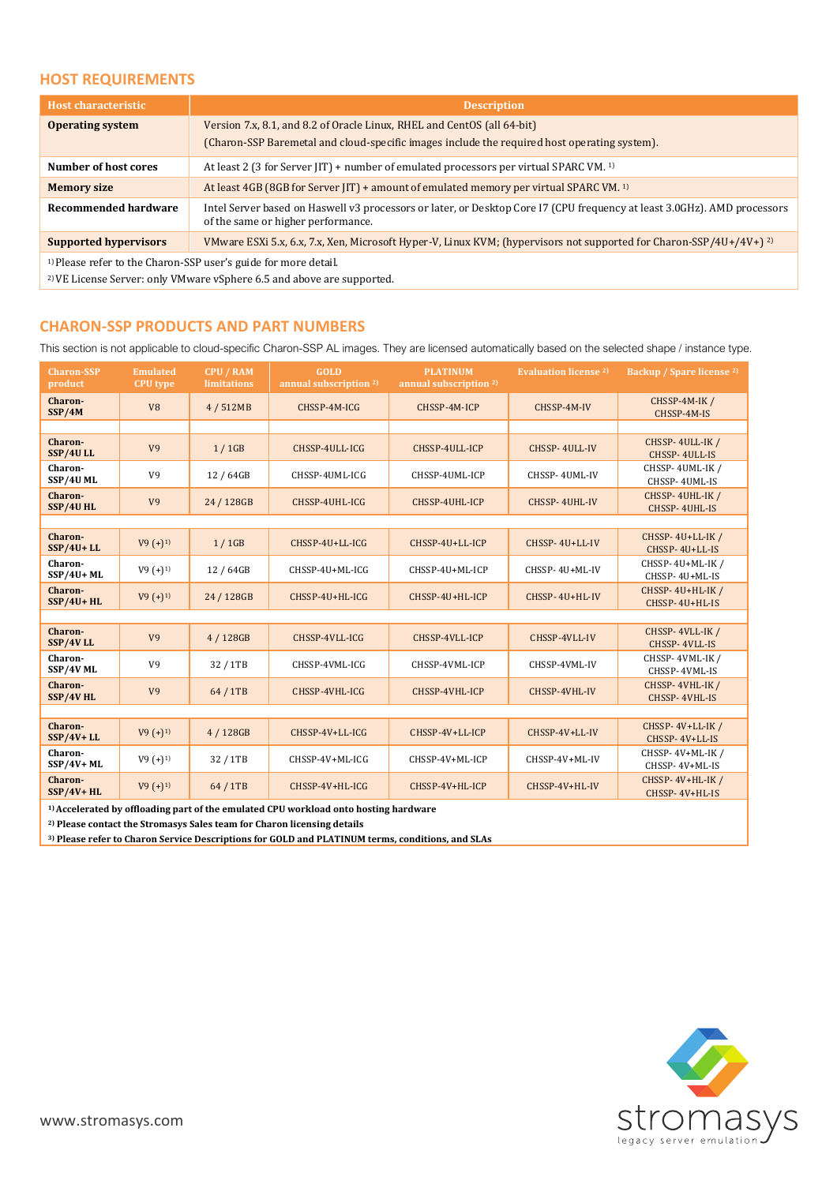## HOST REQUIREMENTS

| Host characteristic | Description |
|---|---|
| **Operating system** | Version 7.x, 8.1, and 8.2 of Oracle Linux, RHEL and CentOS (all 64-bit)<br>(Charon-SSP Baremetal and cloud-specific images include the required host operating system). |
| **Number of host cores** | At least 2 (3 for Server JIT) + number of emulated processors per virtual SPARC VM. [1] |
| **Memory size** | At least 4GB (8GB for Server JIT) + amount of emulated memory per virtual SPARC VM. [1] |
| **Recommended hardware** | Intel Server based on Haswell v3 processors or later, or Desktop Core I7 (CPU frequency at least 3.0GHz). AMD processors of the same or higher performance. |
| **Supported hypervisors** | VMware ESXi 5.x, 6.x, 7.x, Xen, Microsoft Hyper-V, Linux KVM; (hypervisors not supported for Charon-SSP/4U+/4V+) [2] |

[1] Please refer to the Charon-SSP user's guide for more detail.
[2] VE License Server: only VMware vSphere 6.5 and above are supported.

## CHARON-SSP PRODUCTS AND PART NUMBERS

This section is not applicable to cloud-specific Charon-SSP AL images. They are licensed automatically based on the selected shape / instance type.

| Charon-SSP product | Emulated CPU type | CPU / RAM limitations | GOLD annual subscription [2] | PLATINUM annual subscription [2] | Evaluation license [2] | Backup / Spare license [2] |
|---|---|---|---|---|---|---|
| **Charon-SSP/4M** | V8 | 4 / 512MB | CHSSP-4M-ICG | CHSSP-4M-ICP | CHSSP-4M-IV | CHSSP-4M-IK / CHSSP-4M-IS |
| | | | | | | |
| **Charon-SSP/4U LL** | V9 | 1 / 1GB | CHSSP-4ULL-ICG | CHSSP-4ULL-ICP | CHSSP- 4ULL-IV | CHSSP- 4ULL-IK / CHSSP- 4ULL-IS |
| **Charon-SSP/4U ML** | V9 | 12 / 64GB | CHSSP-4UML-ICG | CHSSP-4UML-ICP | CHSSP- 4UML-IV | CHSSP- 4UML-IK / CHSSP- 4UML-IS |
| **Charon-SSP/4U HL** | V9 | 24 / 128GB | CHSSP-4UHL-ICG | CHSSP-4UHL-ICP | CHSSP- 4UHL-IV | CHSSP- 4UHL-IK / CHSSP- 4UHL-IS |
| | | | | | | |
| **Charon-SSP/4U+ LL** | V9 (+)[1] | 1 / 1GB | CHSSP-4U+LL-ICG | CHSSP-4U+LL-ICP | CHSSP- 4U+LL-IV | CHSSP- 4U+LL-IK / CHSSP- 4U+LL-IS |
| **Charon-SSP/4U+ ML** | V9 (+)[1] | 12 / 64GB | CHSSP-4U+ML-ICG | CHSSP-4U+ML-ICP | CHSSP- 4U+ML-IV | CHSSP- 4U+ML-IK / CHSSP- 4U+ML-IS |
| **Charon-SSP/4U+ HL** | V9 (+)[1] | 24 / 128GB | CHSSP-4U+HL-ICG | CHSSP-4U+HL-ICP | CHSSP- 4U+HL-IV | CHSSP- 4U+HL-IK / CHSSP- 4U+HL-IS |
| | | | | | | |
| **Charon-SSP/4V LL** | V9 | 4 / 128GB | CHSSP-4VLL-ICG | CHSSP-4VLL-ICP | CHSSP-4VLL-IV | CHSSP- 4VLL-IK / CHSSP- 4VLL-IS |
| **Charon-SSP/4V ML** | V9 | 32 / 1TB | CHSSP-4VML-ICG | CHSSP-4VML-ICP | CHSSP-4VML-IV | CHSSP- 4VML-IK / CHSSP- 4VML-IS |
| **Charon-SSP/4V HL** | V9 | 64 / 1TB | CHSSP-4VHL-ICG | CHSSP-4VHL-ICP | CHSSP-4VHL-IV | CHSSP- 4VHL-IK / CHSSP- 4VHL-IS |
| | | | | | | |
| **Charon-SSP/4V+ LL** | V9 (+)[1] | 4 / 128GB | CHSSP-4V+LL-ICG | CHSSP-4V+LL-ICP | CHSSP-4V+LL-IV | CHSSP- 4V+LL-IK / CHSSP- 4V+LL-IS |
| **Charon-SSP/4V+ ML** | V9 (+)[1] | 32 / 1TB | CHSSP-4V+ML-ICG | CHSSP-4V+ML-ICP | CHSSP-4V+ML-IV | CHSSP- 4V+ML-IK / CHSSP- 4V+ML-IS |
| **Charon-SSP/4V+ HL** | V9 (+)[1] | 64 / 1TB | CHSSP-4V+HL-ICG | CHSSP-4V+HL-ICP | CHSSP-4V+HL-IV | CHSSP- 4V+HL-IK / CHSSP- 4V+HL-IS |

**[1] Accelerated by offloading part of the emulated CPU workload onto hosting hardware**
**[2] Please contact the Stromasys Sales team for Charon licensing details**
**[3] Please refer to Charon Service Descriptions for GOLD and PLATINUM terms, conditions, and SLAs**

www.stromasys.com

stromasys
legacy server emulation